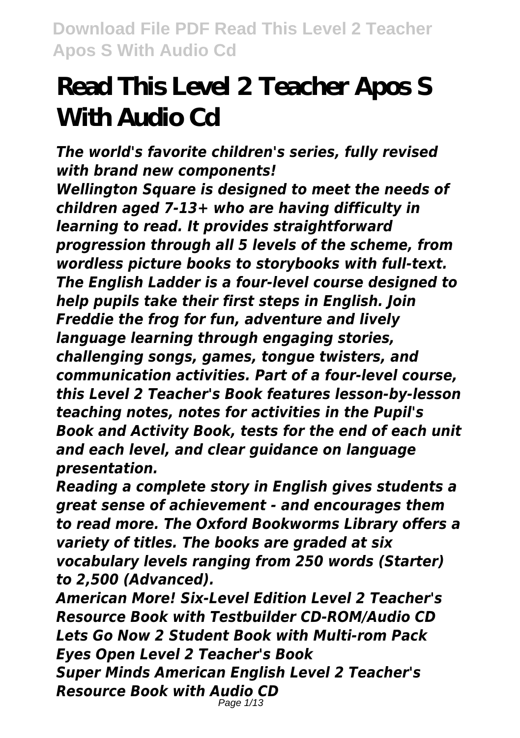# Read This Level 2 Teacher Apos S With Audio Cd

***The world's favorite children's series, fully revised with brand new components!***

***Wellington Square is designed to meet the needs of children aged 7-13+ who are having difficulty in learning to read. It provides straightforward progression through all 5 levels of the scheme, from wordless picture books to storybooks with full-text. The English Ladder is a four-level course designed to help pupils take their first steps in English. Join Freddie the frog for fun, adventure and lively language learning through engaging stories, challenging songs, games, tongue twisters, and communication activities. Part of a four-level course, this Level 2 Teacher's Book features lesson-by-lesson teaching notes, notes for activities in the Pupil's Book and Activity Book, tests for the end of each unit and each level, and clear guidance on language presentation.***

***Reading a complete story in English gives students a great sense of achievement - and encourages them to read more. The Oxford Bookworms Library offers a variety of titles. The books are graded at six vocabulary levels ranging from 250 words (Starter) to 2,500 (Advanced).***

***American More! Six-Level Edition Level 2 Teacher's Resource Book with Testbuilder CD-ROM/Audio CD***
***Lets Go Now 2 Student Book with Multi-rom Pack***
***Eyes Open Level 2 Teacher's Book***
***Super Minds American English Level 2 Teacher's Resource Book with Audio CD***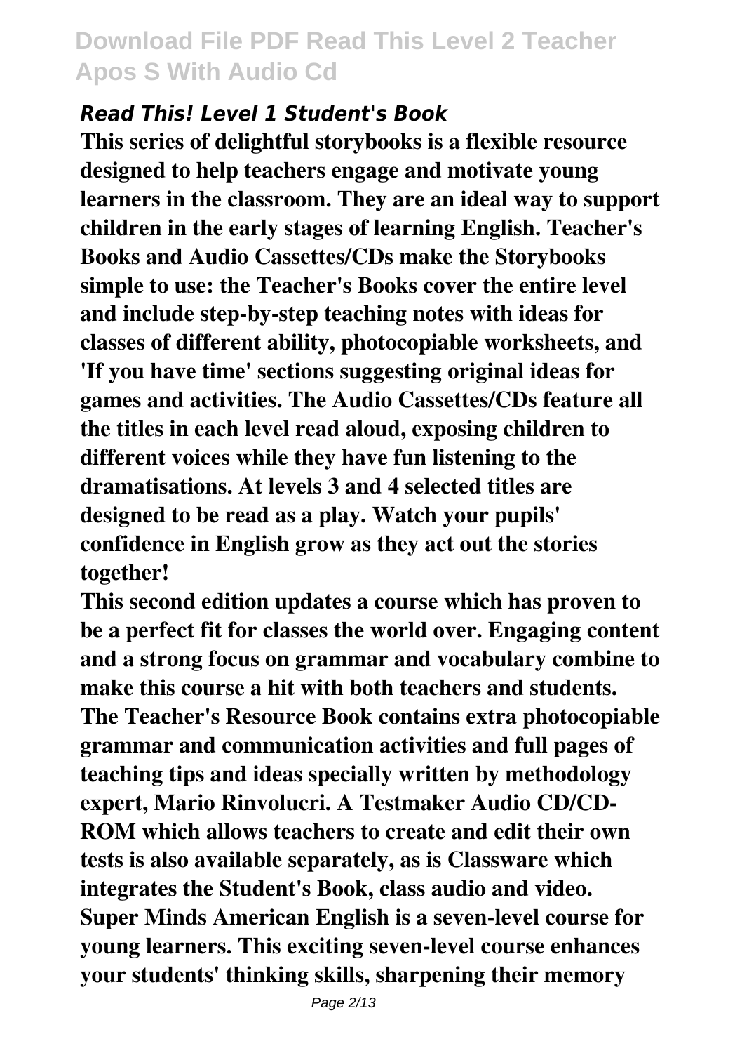### *Read This! Level 1 Student's Book*

**This series of delightful storybooks is a flexible resource designed to help teachers engage and motivate young learners in the classroom. They are an ideal way to support children in the early stages of learning English. Teacher's Books and Audio Cassettes/CDs make the Storybooks simple to use: the Teacher's Books cover the entire level and include step-by-step teaching notes with ideas for classes of different ability, photocopiable worksheets, and 'If you have time' sections suggesting original ideas for games and activities. The Audio Cassettes/CDs feature all the titles in each level read aloud, exposing children to different voices while they have fun listening to the dramatisations. At levels 3 and 4 selected titles are designed to be read as a play. Watch your pupils' confidence in English grow as they act out the stories together!**

**This second edition updates a course which has proven to be a perfect fit for classes the world over. Engaging content and a strong focus on grammar and vocabulary combine to make this course a hit with both teachers and students. The Teacher's Resource Book contains extra photocopiable grammar and communication activities and full pages of teaching tips and ideas specially written by methodology expert, Mario Rinvolucri. A Testmaker Audio CD/CD-ROM which allows teachers to create and edit their own tests is also available separately, as is Classware which integrates the Student's Book, class audio and video.**

**Super Minds American English is a seven-level course for young learners. This exciting seven-level course enhances your students' thinking skills, sharpening their memory**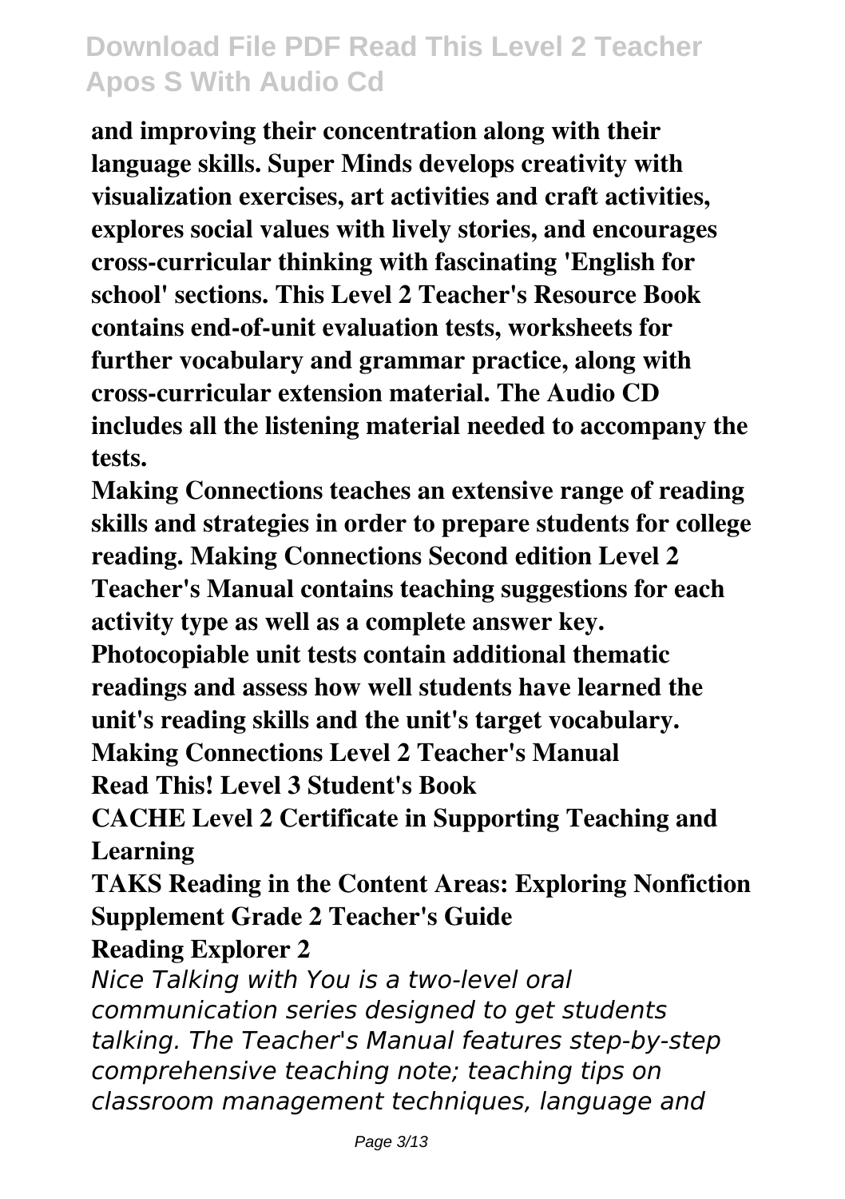**and improving their concentration along with their language skills. Super Minds develops creativity with visualization exercises, art activities and craft activities, explores social values with lively stories, and encourages cross-curricular thinking with fascinating 'English for school' sections. This Level 2 Teacher's Resource Book contains end-of-unit evaluation tests, worksheets for further vocabulary and grammar practice, along with cross-curricular extension material. The Audio CD includes all the listening material needed to accompany the tests.**

**Making Connections teaches an extensive range of reading skills and strategies in order to prepare students for college reading. Making Connections Second edition Level 2 Teacher's Manual contains teaching suggestions for each activity type as well as a complete answer key. Photocopiable unit tests contain additional thematic readings and assess how well students have learned the unit's reading skills and the unit's target vocabulary.**

**Making Connections Level 2 Teacher's Manual**

**Read This! Level 3 Student's Book**

**CACHE Level 2 Certificate in Supporting Teaching and Learning**

**TAKS Reading in the Content Areas: Exploring Nonfiction Supplement Grade 2 Teacher's Guide**

**Reading Explorer 2**

*Nice Talking with You is a two-level oral communication series designed to get students talking. The Teacher's Manual features step-by-step comprehensive teaching note; teaching tips on classroom management techniques, language and*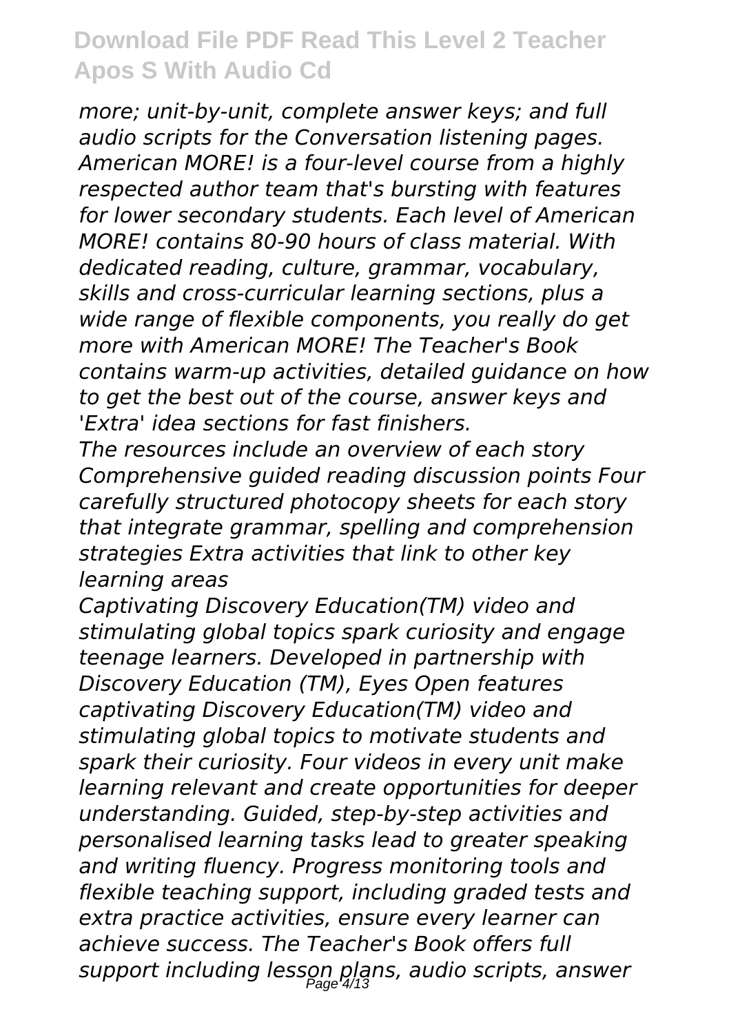*more; unit-by-unit, complete answer keys; and full audio scripts for the Conversation listening pages. American MORE! is a four-level course from a highly respected author team that's bursting with features for lower secondary students. Each level of American MORE! contains 80-90 hours of class material. With dedicated reading, culture, grammar, vocabulary, skills and cross-curricular learning sections, plus a wide range of flexible components, you really do get more with American MORE! The Teacher's Book contains warm-up activities, detailed guidance on how to get the best out of the course, answer keys and 'Extra' idea sections for fast finishers.*

*The resources include an overview of each story Comprehensive guided reading discussion points Four carefully structured photocopy sheets for each story that integrate grammar, spelling and comprehension strategies Extra activities that link to other key learning areas*

*Captivating Discovery Education(TM) video and stimulating global topics spark curiosity and engage teenage learners. Developed in partnership with Discovery Education (TM), Eyes Open features captivating Discovery Education(TM) video and stimulating global topics to motivate students and spark their curiosity. Four videos in every unit make learning relevant and create opportunities for deeper understanding. Guided, step-by-step activities and personalised learning tasks lead to greater speaking and writing fluency. Progress monitoring tools and flexible teaching support, including graded tests and extra practice activities, ensure every learner can achieve success. The Teacher's Book offers full support including lesson plans, audio scripts, answer*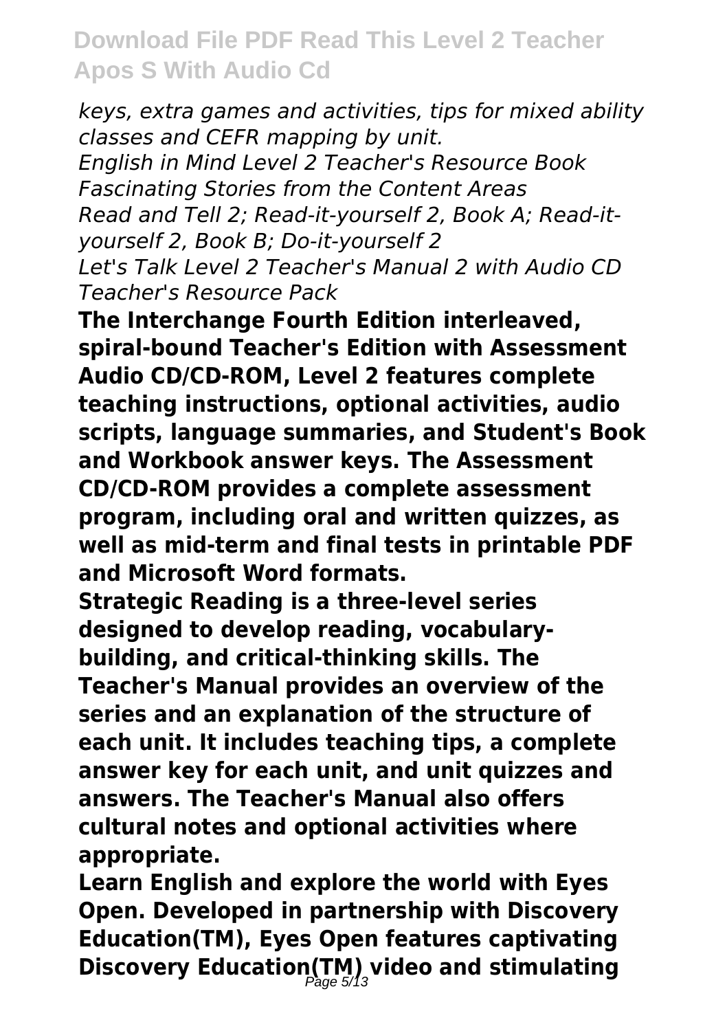*keys, extra games and activities, tips for mixed ability classes and CEFR mapping by unit.*
*English in Mind Level 2 Teacher's Resource Book*
*Fascinating Stories from the Content Areas*
*Read and Tell 2; Read-it-yourself 2, Book A; Read-it-yourself 2, Book B; Do-it-yourself 2*
*Let's Talk Level 2 Teacher's Manual 2 with Audio CD*
*Teacher's Resource Pack*

**The Interchange Fourth Edition interleaved, spiral-bound Teacher's Edition with Assessment Audio CD/CD-ROM, Level 2 features complete teaching instructions, optional activities, audio scripts, language summaries, and Student's Book and Workbook answer keys. The Assessment CD/CD-ROM provides a complete assessment program, including oral and written quizzes, as well as mid-term and final tests in printable PDF and Microsoft Word formats.**

**Strategic Reading is a three-level series designed to develop reading, vocabulary-building, and critical-thinking skills. The Teacher's Manual provides an overview of the series and an explanation of the structure of each unit. It includes teaching tips, a complete answer key for each unit, and unit quizzes and answers. The Teacher's Manual also offers cultural notes and optional activities where appropriate.**

**Learn English and explore the world with Eyes Open. Developed in partnership with Discovery Education(TM), Eyes Open features captivating Discovery Education(TM) video and stimulating**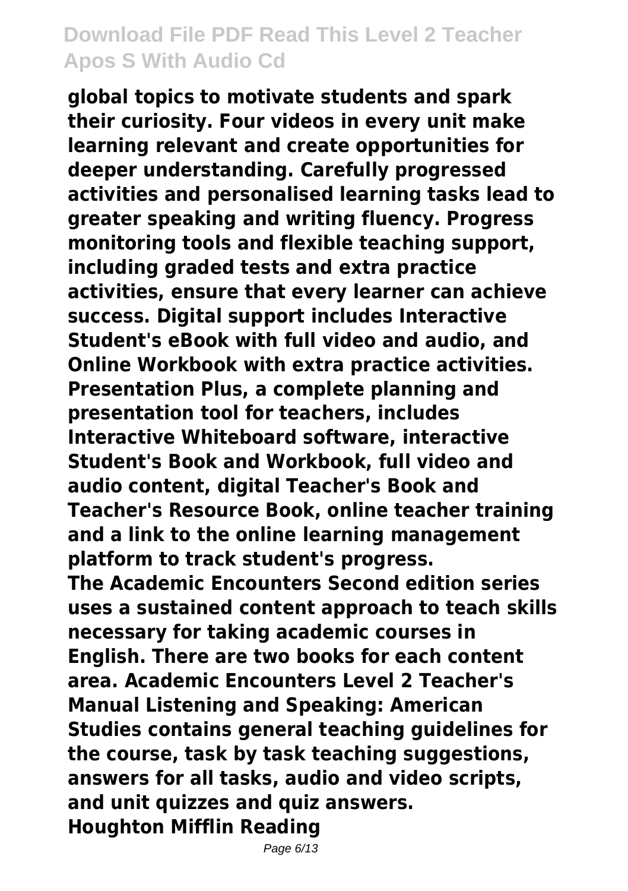global topics to motivate students and spark their curiosity. Four videos in every unit make learning relevant and create opportunities for deeper understanding. Carefully progressed activities and personalised learning tasks lead to greater speaking and writing fluency. Progress monitoring tools and flexible teaching support, including graded tests and extra practice activities, ensure that every learner can achieve success. Digital support includes Interactive Student's eBook with full video and audio, and Online Workbook with extra practice activities. Presentation Plus, a complete planning and presentation tool for teachers, includes Interactive Whiteboard software, interactive Student's Book and Workbook, full video and audio content, digital Teacher's Book and Teacher's Resource Book, online teacher training and a link to the online learning management platform to track student's progress.

The Academic Encounters Second edition series uses a sustained content approach to teach skills necessary for taking academic courses in English. There are two books for each content area. Academic Encounters Level 2 Teacher's Manual Listening and Speaking: American Studies contains general teaching guidelines for the course, task by task teaching suggestions, answers for all tasks, audio and video scripts, and unit quizzes and quiz answers.

**Houghton Mifflin Reading**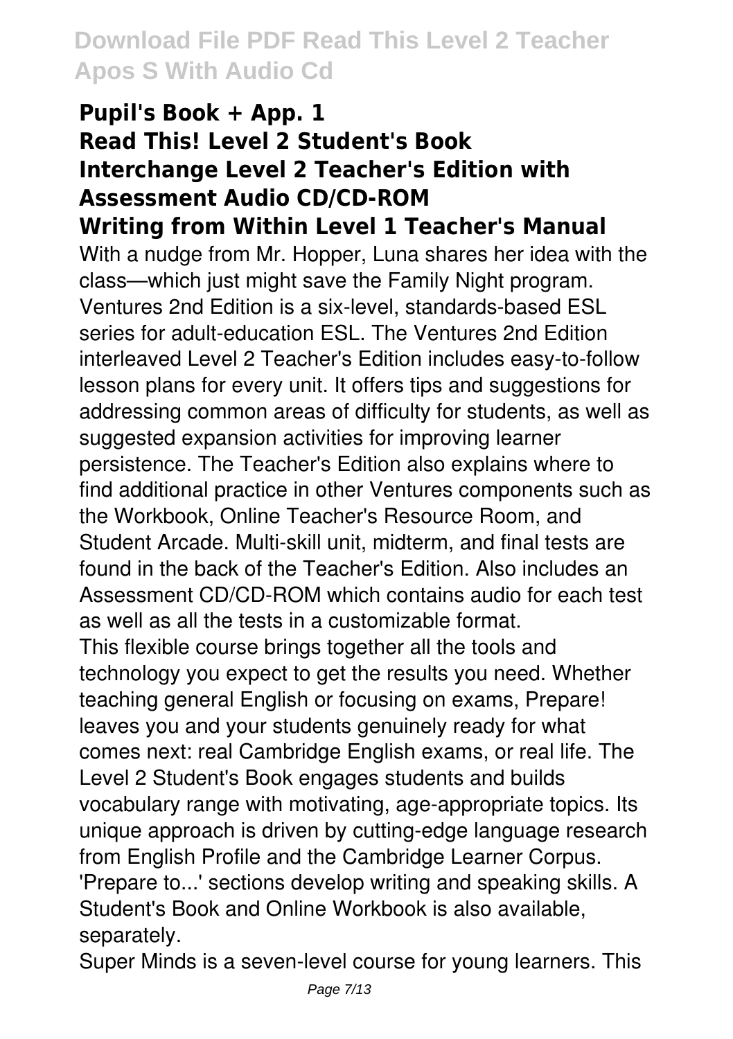**Pupil's Book + App. 1**
**Read This! Level 2 Student's Book**
**Interchange Level 2 Teacher's Edition with Assessment Audio CD/CD-ROM**
**Writing from Within Level 1 Teacher's Manual**

With a nudge from Mr. Hopper, Luna shares her idea with the class—which just might save the Family Night program.

Ventures 2nd Edition is a six-level, standards-based ESL series for adult-education ESL. The Ventures 2nd Edition interleaved Level 2 Teacher's Edition includes easy-to-follow lesson plans for every unit. It offers tips and suggestions for addressing common areas of difficulty for students, as well as suggested expansion activities for improving learner persistence. The Teacher's Edition also explains where to find additional practice in other Ventures components such as the Workbook, Online Teacher's Resource Room, and Student Arcade. Multi-skill unit, midterm, and final tests are found in the back of the Teacher's Edition. Also includes an Assessment CD/CD-ROM which contains audio for each test as well as all the tests in a customizable format.

This flexible course brings together all the tools and technology you expect to get the results you need. Whether teaching general English or focusing on exams, Prepare! leaves you and your students genuinely ready for what comes next: real Cambridge English exams, or real life. The Level 2 Student's Book engages students and builds vocabulary range with motivating, age-appropriate topics. Its unique approach is driven by cutting-edge language research from English Profile and the Cambridge Learner Corpus. 'Prepare to...' sections develop writing and speaking skills. A Student's Book and Online Workbook is also available, separately.

Super Minds is a seven-level course for young learners. This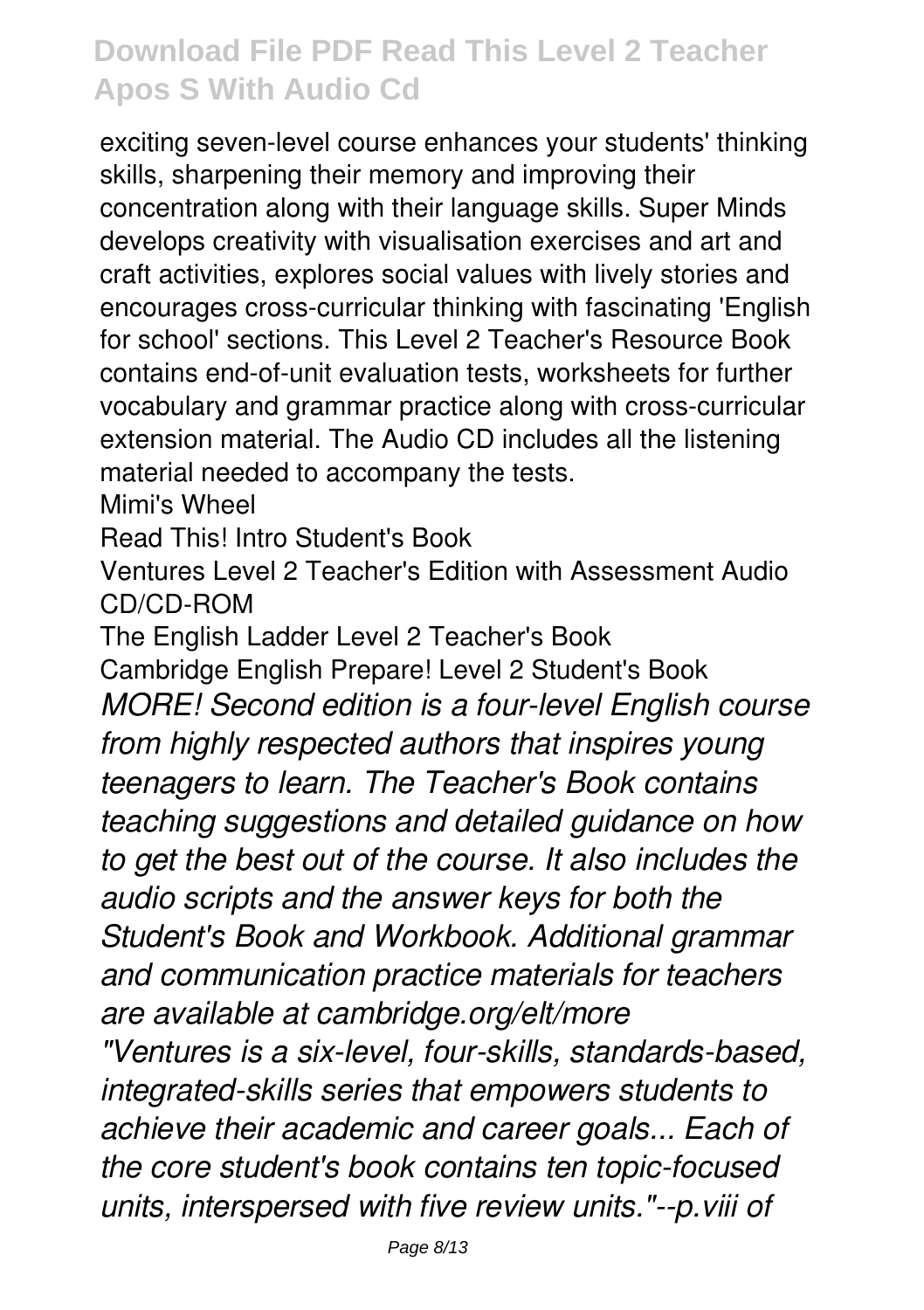exciting seven-level course enhances your students' thinking skills, sharpening their memory and improving their concentration along with their language skills. Super Minds develops creativity with visualisation exercises and art and craft activities, explores social values with lively stories and encourages cross-curricular thinking with fascinating 'English for school' sections. This Level 2 Teacher's Resource Book contains end-of-unit evaluation tests, worksheets for further vocabulary and grammar practice along with cross-curricular extension material. The Audio CD includes all the listening material needed to accompany the tests.

Mimi's Wheel

Read This! Intro Student's Book

Ventures Level 2 Teacher's Edition with Assessment Audio CD/CD-ROM

The English Ladder Level 2 Teacher's Book

Cambridge English Prepare! Level 2 Student's Book

*MORE! Second edition is a four-level English course from highly respected authors that inspires young teenagers to learn. The Teacher's Book contains teaching suggestions and detailed guidance on how to get the best out of the course. It also includes the audio scripts and the answer keys for both the Student's Book and Workbook. Additional grammar and communication practice materials for teachers are available at cambridge.org/elt/more*

*"Ventures is a six-level, four-skills, standards-based, integrated-skills series that empowers students to achieve their academic and career goals... Each of the core student's book contains ten topic-focused units, interspersed with five review units."--p.viii of*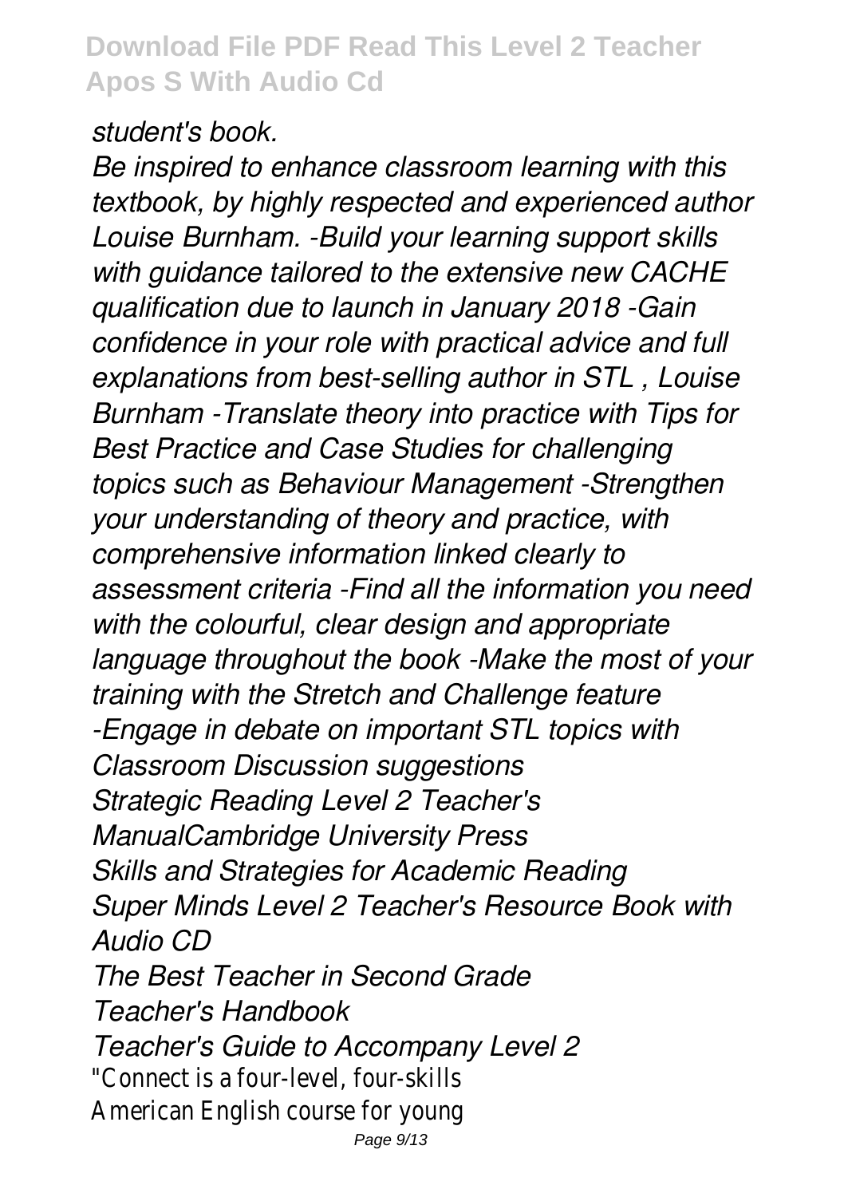*student's book.*

*Be inspired to enhance classroom learning with this textbook, by highly respected and experienced author Louise Burnham. -Build your learning support skills with guidance tailored to the extensive new CACHE qualification due to launch in January 2018 -Gain confidence in your role with practical advice and full explanations from best-selling author in STL , Louise Burnham -Translate theory into practice with Tips for Best Practice and Case Studies for challenging topics such as Behaviour Management -Strengthen your understanding of theory and practice, with comprehensive information linked clearly to assessment criteria -Find all the information you need with the colourful, clear design and appropriate language throughout the book -Make the most of your training with the Stretch and Challenge feature -Engage in debate on important STL topics with Classroom Discussion suggestions*

*Strategic Reading Level 2 Teacher's ManualCambridge University Press*

*Skills and Strategies for Academic Reading*

*Super Minds Level 2 Teacher's Resource Book with Audio CD*

*The Best Teacher in Second Grade*

*Teacher's Handbook*

*Teacher's Guide to Accompany Level 2*

"Connect is a four-level, four-skills American English course for young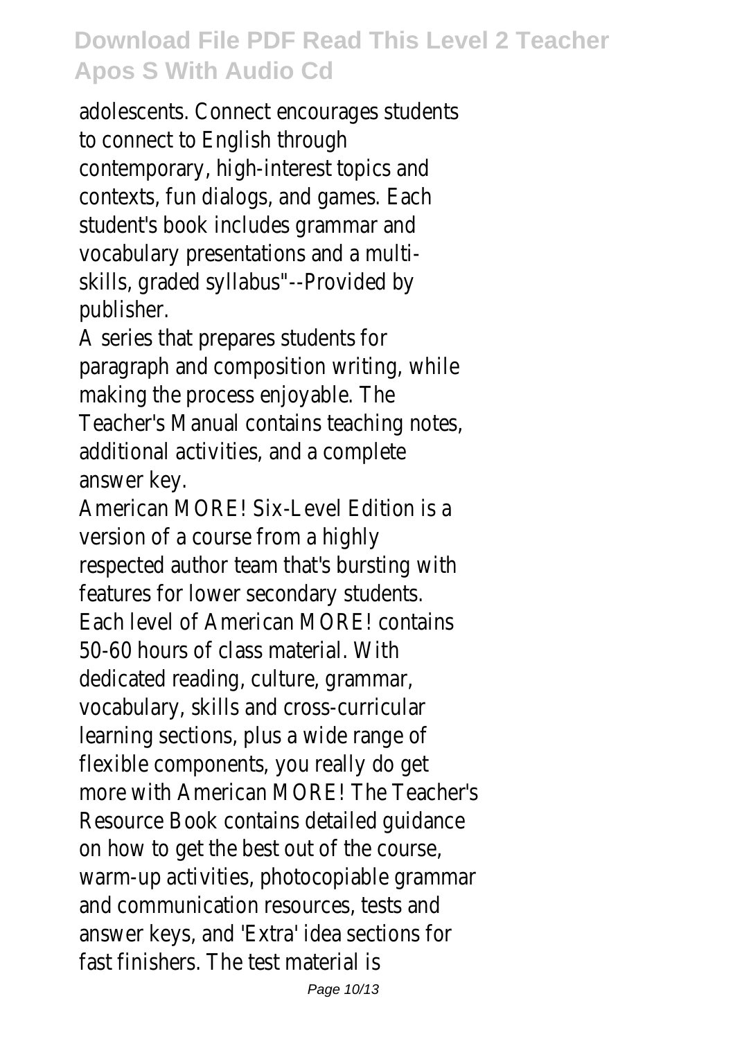adolescents. Connect encourages students to connect to English through contemporary, high-interest topics and contexts, fun dialogs, and games. Each student's book includes grammar and vocabulary presentations and a multi-skills, graded syllabus"--Provided by publisher.

A series that prepares students for paragraph and composition writing, while making the process enjoyable. The Teacher's Manual contains teaching notes, additional activities, and a complete answer key.

American MORE! Six-Level Edition is a version of a course from a highly respected author team that's bursting with features for lower secondary students. Each level of American MORE! contains 50-60 hours of class material. With dedicated reading, culture, grammar, vocabulary, skills and cross-curricular learning sections, plus a wide range of flexible components, you really do get more with American MORE! The Teacher's Resource Book contains detailed guidance on how to get the best out of the course, warm-up activities, photocopiable grammar and communication resources, tests and answer keys, and 'Extra' idea sections for fast finishers. The test material is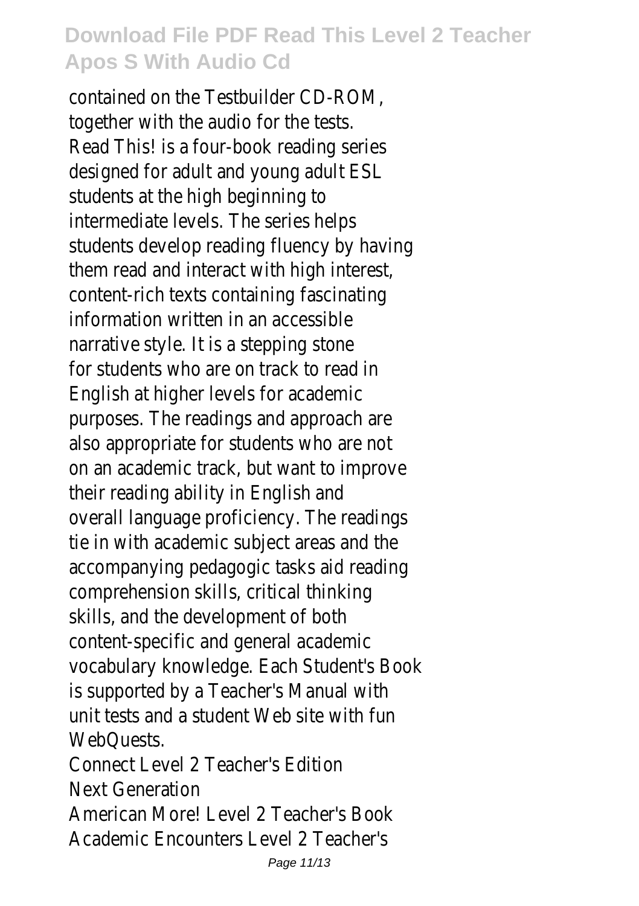contained on the Testbuilder CD-ROM, together with the audio for the tests.

Read This! is a four-book reading series designed for adult and young adult ESL students at the high beginning to intermediate levels. The series helps students develop reading fluency by having them read and interact with high interest, content-rich texts containing fascinating information written in an accessible narrative style. It is a stepping stone for students who are on track to read in English at higher levels for academic purposes. The readings and approach are also appropriate for students who are not on an academic track, but want to improve their reading ability in English and overall language proficiency. The readings tie in with academic subject areas and the accompanying pedagogic tasks aid reading comprehension skills, critical thinking skills, and the development of both content-specific and general academic vocabulary knowledge. Each Student's Book is supported by a Teacher's Manual with unit tests and a student Web site with fun WebQuests.

Connect Level 2 Teacher's Edition
Next Generation
American More! Level 2 Teacher's Book
Academic Encounters Level 2 Teacher's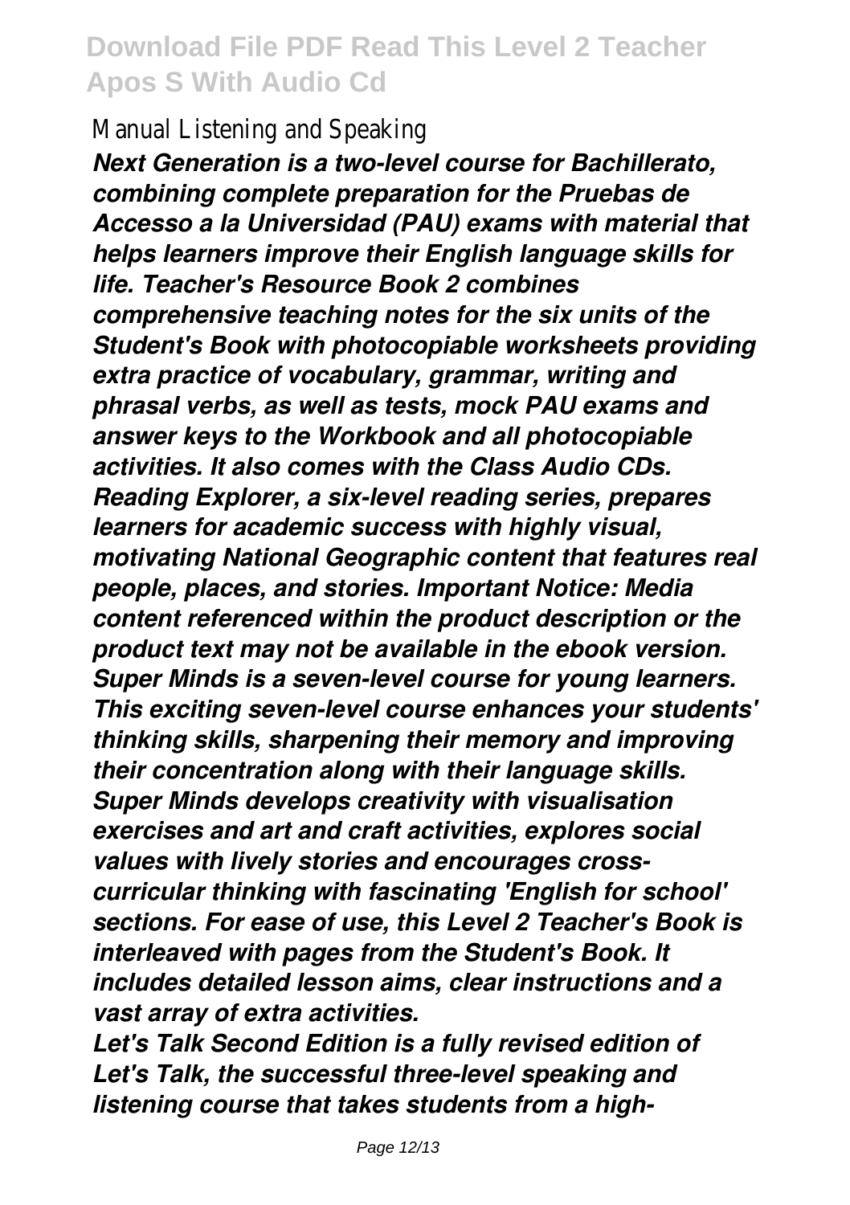Manual Listening and Speaking

***Next Generation is a two-level course for Bachillerato, combining complete preparation for the Pruebas de Accesso a la Universidad (PAU) exams with material that helps learners improve their English language skills for life. Teacher's Resource Book 2 combines comprehensive teaching notes for the six units of the Student's Book with photocopiable worksheets providing extra practice of vocabulary, grammar, writing and phrasal verbs, as well as tests, mock PAU exams and answer keys to the Workbook and all photocopiable activities. It also comes with the Class Audio CDs.***

***Reading Explorer, a six-level reading series, prepares learners for academic success with highly visual, motivating National Geographic content that features real people, places, and stories. Important Notice: Media content referenced within the product description or the product text may not be available in the ebook version.***

***Super Minds is a seven-level course for young learners. This exciting seven-level course enhances your students' thinking skills, sharpening their memory and improving their concentration along with their language skills. Super Minds develops creativity with visualisation exercises and art and craft activities, explores social values with lively stories and encourages cross-curricular thinking with fascinating 'English for school' sections. For ease of use, this Level 2 Teacher's Book is interleaved with pages from the Student's Book. It includes detailed lesson aims, clear instructions and a vast array of extra activities.***

***Let's Talk Second Edition is a fully revised edition of Let's Talk, the successful three-level speaking and listening course that takes students from a high-***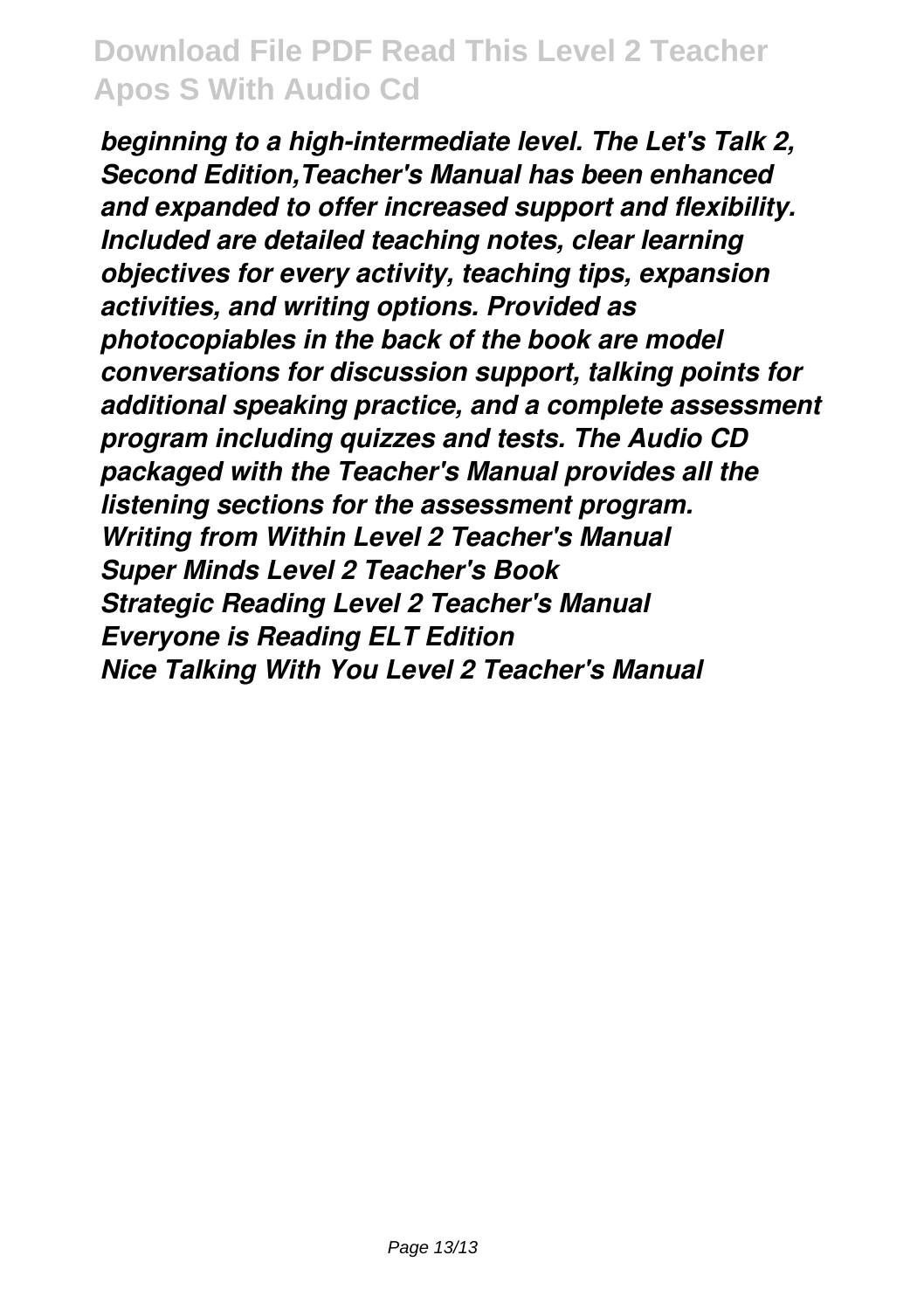*beginning to a high-intermediate level. The Let's Talk 2, Second Edition,Teacher's Manual has been enhanced and expanded to offer increased support and flexibility. Included are detailed teaching notes, clear learning objectives for every activity, teaching tips, expansion activities, and writing options. Provided as photocopiables in the back of the book are model conversations for discussion support, talking points for additional speaking practice, and a complete assessment program including quizzes and tests. The Audio CD packaged with the Teacher's Manual provides all the listening sections for the assessment program.*

*Writing from Within Level 2 Teacher's Manual*

*Super Minds Level 2 Teacher's Book*

*Strategic Reading Level 2 Teacher's Manual*

*Everyone is Reading ELT Edition*

*Nice Talking With You Level 2 Teacher's Manual*